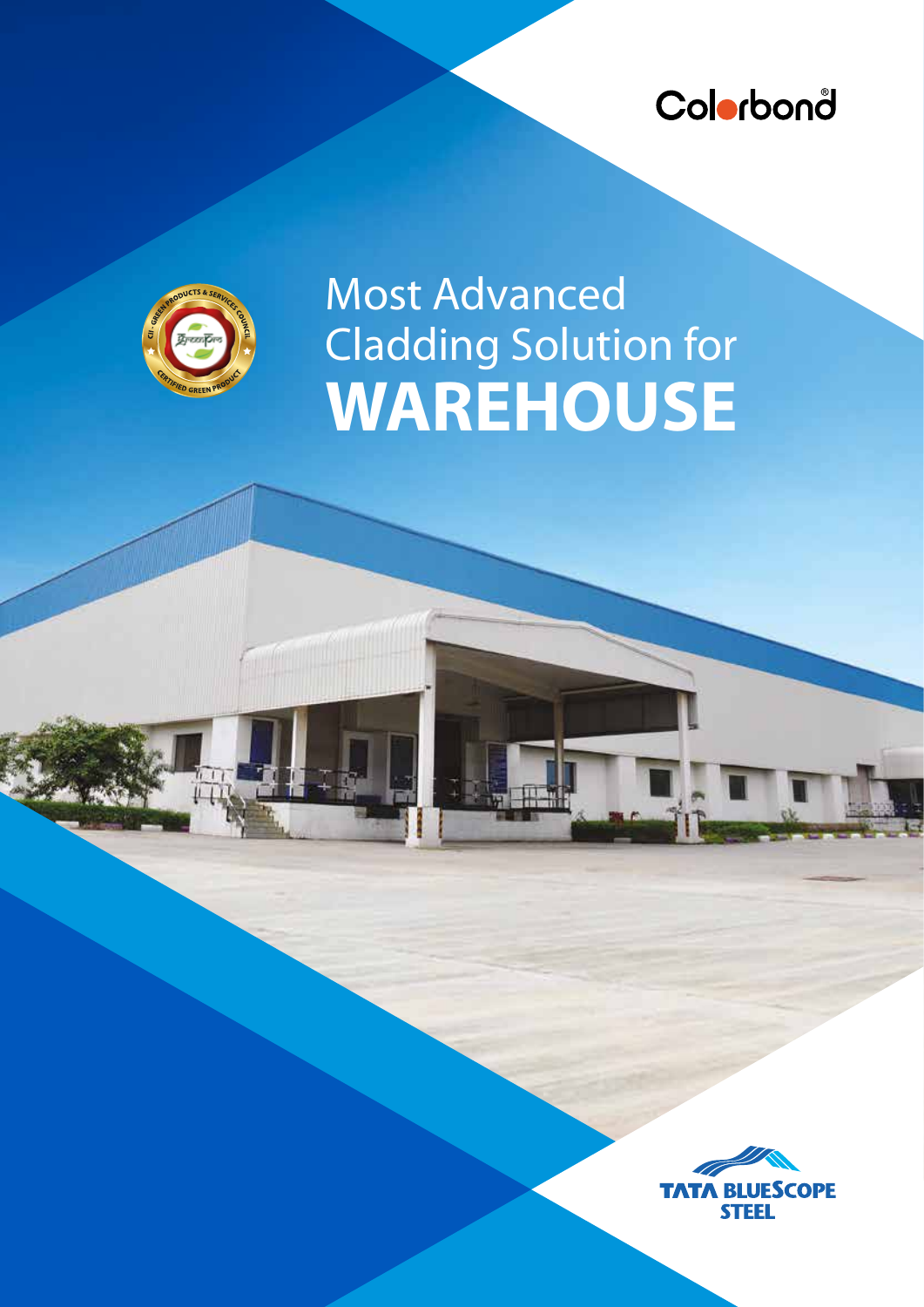Colorbond®

# Most Advanced Cladding Solution for **WAREHOUSE**

CII - GREEN PRODUCTS & SERVICES COUNCIL
CERTIFIED GREEN PRODUCT

TATA BLUESCOPE STEEL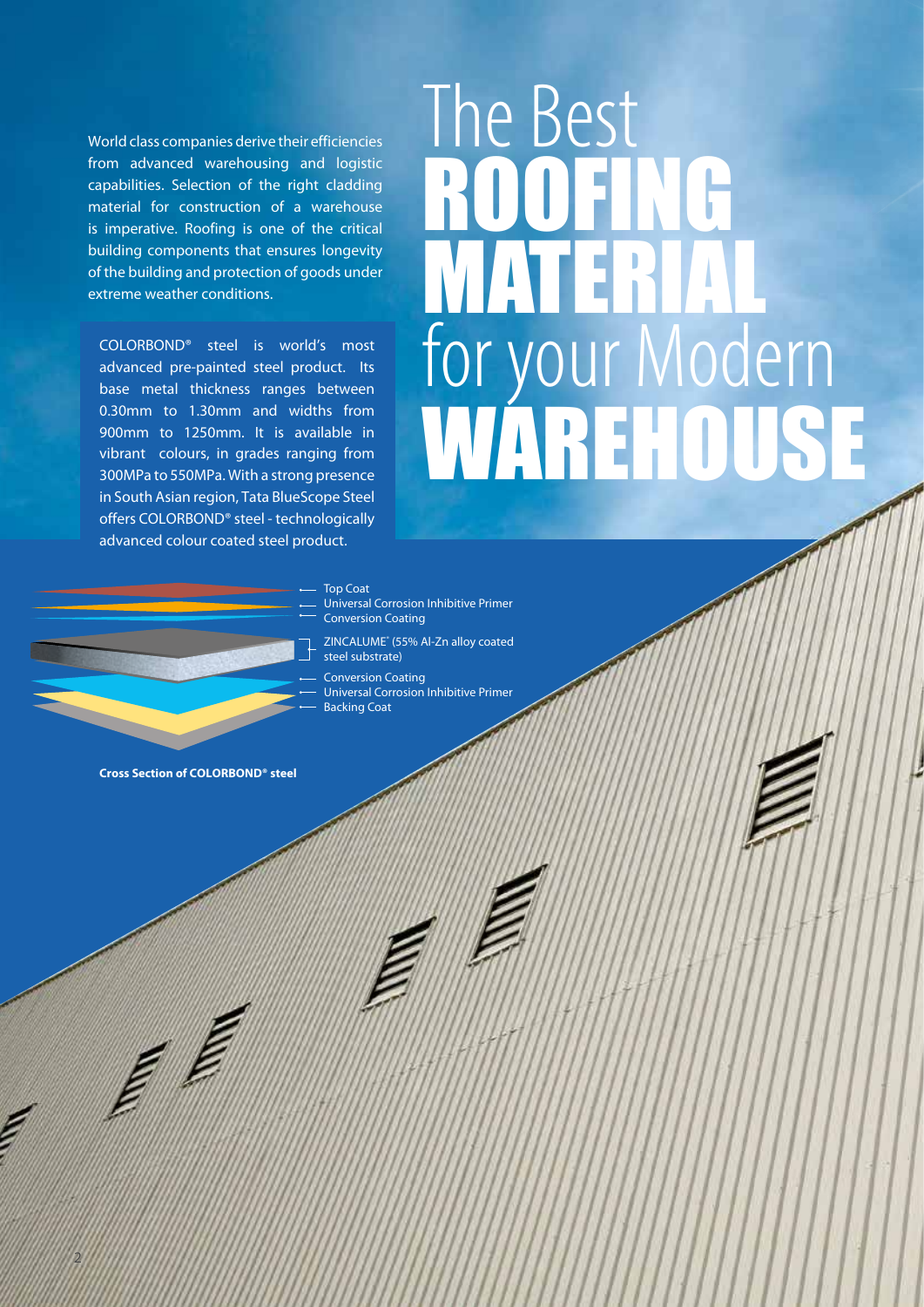# The Best ROOFING MATERIAL for your Modern WAREHOUSE

World class companies derive their efficiencies from advanced warehousing and logistic capabilities. Selection of the right cladding material for construction of a warehouse is imperative. Roofing is one of the critical building components that ensures longevity of the building and protection of goods under extreme weather conditions.

COLORBOND® steel is world's most advanced pre-painted steel product. Its base metal thickness ranges between 0.30mm to 1.30mm and widths from 900mm to 1250mm. It is available in vibrant colours, in grades ranging from 300MPa to 550MPa. With a strong presence in South Asian region, Tata BlueScope Steel offers COLORBOND® steel - technologically advanced colour coated steel product.

- Top Coat
- Universal Corrosion Inhibitive Primer
- Conversion Coating
- ZINCALUME® (55% Al-Zn alloy coated steel substrate)
- Conversion Coating
- Universal Corrosion Inhibitive Primer
- Backing Coat

**Cross Section of COLORBOND® steel**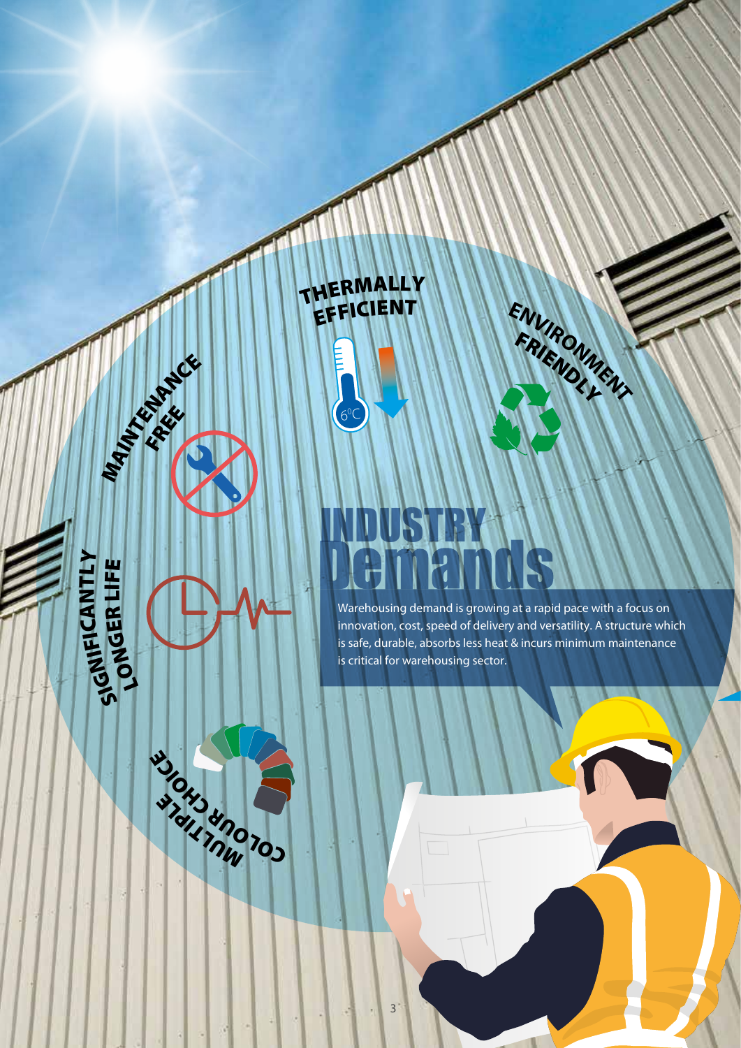# INDUSTRY Demands

Warehousing demand is growing at a rapid pace with a focus on innovation, cost, speed of delivery and versatility. A structure which is safe, durable, absorbs less heat & incurs minimum maintenance is critical for warehousing sector.

**THERMALLY EFFICIENT**

6⁰C

**ENVIRONMENT FRIENDLY**

**MAINTENANCE FREE**

**SIGNIFICANTLY LONGER LIFE**

**MULTIPLE COLOUR CHOICE**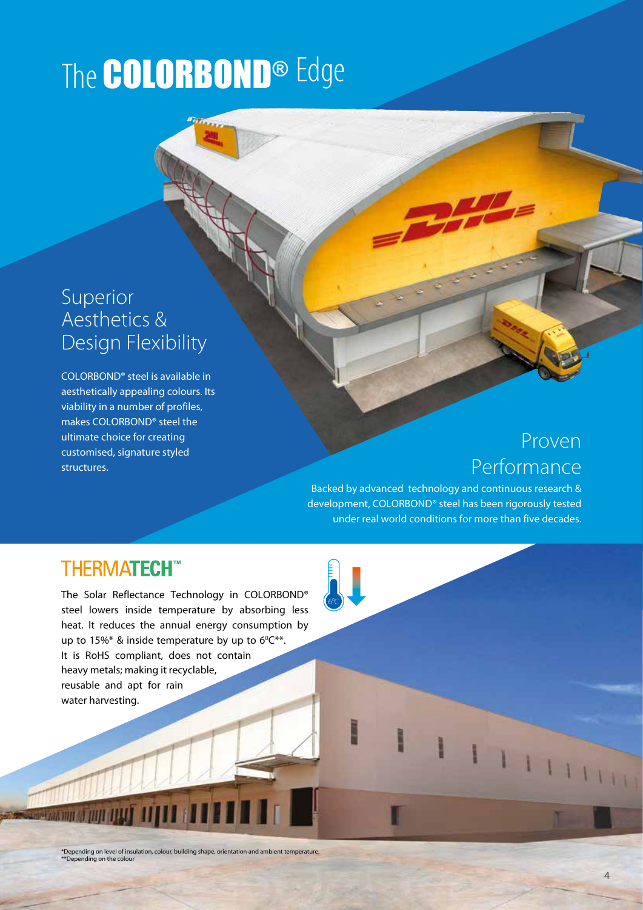# The COLORBOND® Edge

## Superior Aesthetics & Design Flexibility

COLORBOND® steel is available in aesthetically appealing colours. Its viability in a number of profiles, makes COLORBOND® steel the ultimate choice for creating customised, signature styled structures.

## Proven Performance

Backed by advanced technology and continuous research & development, COLORBOND® steel has been rigorously tested under real world conditions for more than five decades.

## THERMATECH™

The Solar Reflectance Technology in COLORBOND® steel lowers inside temperature by absorbing less heat. It reduces the annual energy consumption by up to 15%* & inside temperature by up to 6⁰C**. It is RoHS compliant, does not contain heavy metals; making it recyclable, reusable and apt for rain water harvesting.

*Depending on level of insulation, colour, building shape, orientation and ambient temperature.
**Depending on the colour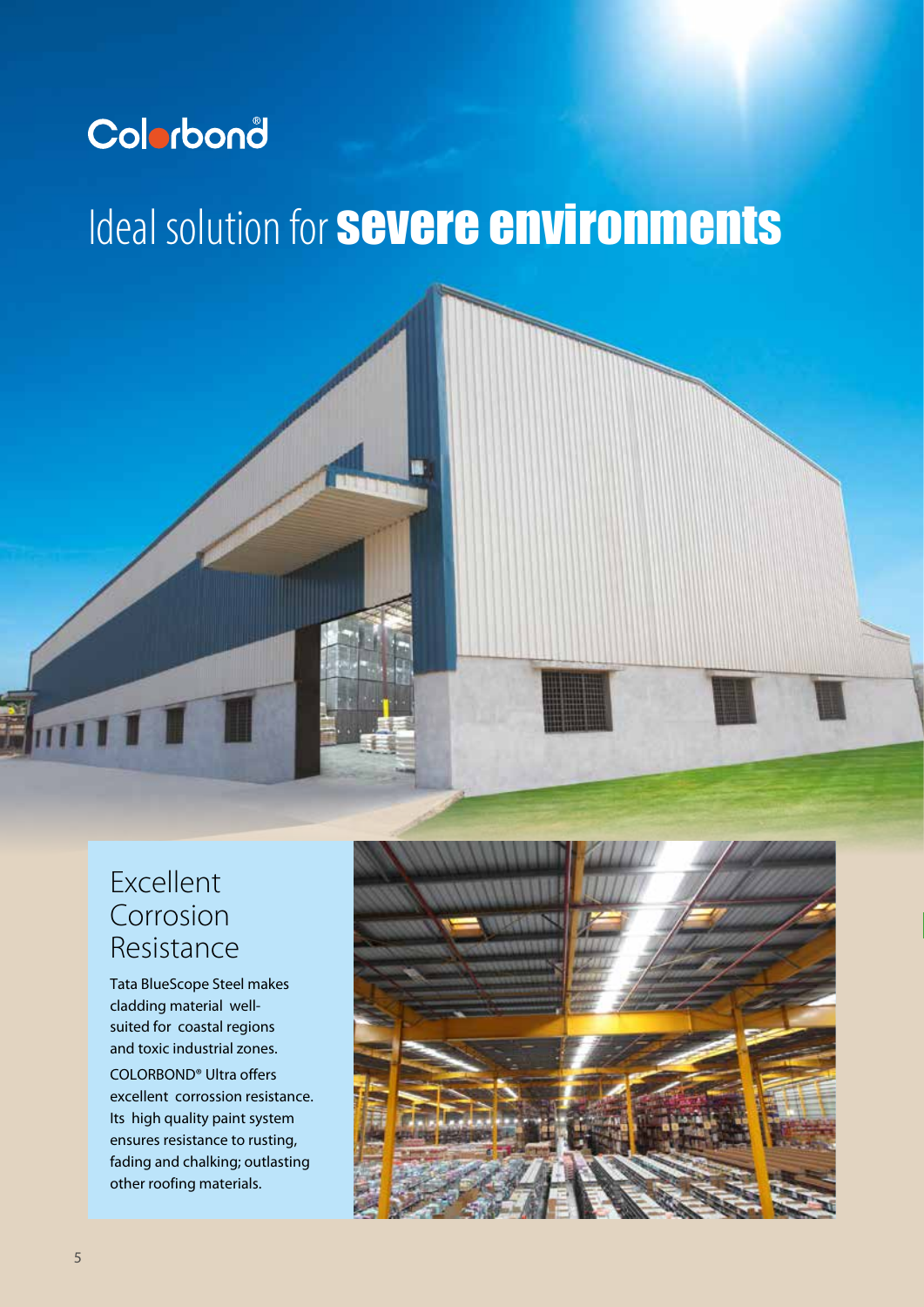Colorbond®

# Ideal solution for **severe environments**

## Excellent Corrosion Resistance

Tata BlueScope Steel makes cladding material well-suited for coastal regions and toxic industrial zones.

COLORBOND® Ultra offers excellent corrossion resistance. Its high quality paint system ensures resistance to rusting, fading and chalking; outlasting other roofing materials.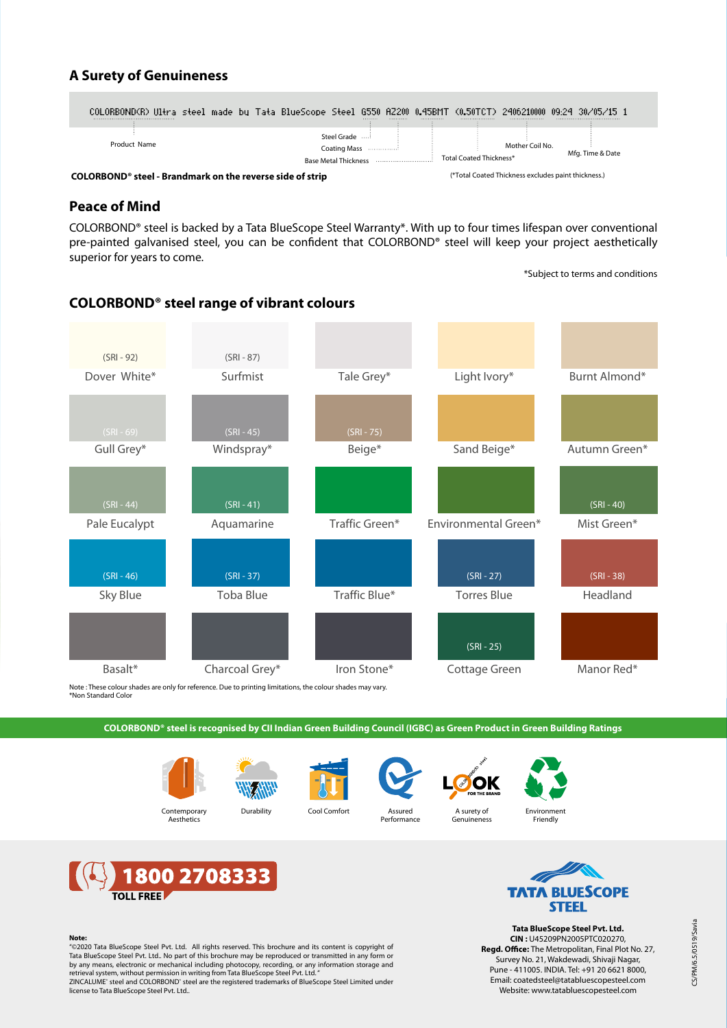## A Surety of Genuineness

COLORBOND(R) Ultra steel made by Tata BlueScope Steel G550 AZ200 0.45BMT (0.50TCT) 2406210000 09:24 30/05/15 1

Product Name

Steel Grade

Coating Mass

Base Metal Thickness

Total Coated Thickness*

Mother Coil No.

Mfg. Time & Date

**COLORBOND® steel - Brandmark on the reverse side of strip**

(*Total Coated Thickness excludes paint thickness.)

## Peace of Mind

COLORBOND® steel is backed by a Tata BlueScope Steel Warranty*. With up to four times lifespan over conventional pre-painted galvanised steel, you can be confident that COLORBOND® steel will keep your project aesthetically superior for years to come.

*Subject to terms and conditions

## COLORBOND® steel range of vibrant colours

| | | | | |
|---|---|---|---|---|
| (SRI - 92) Dover White* | (SRI - 87) Surfmist | Tale Grey* | Light Ivory* | Burnt Almond* |
| (SRI - 69) Gull Grey* | (SRI - 45) Windspray* | (SRI - 75) Beige* | Sand Beige* | Autumn Green* |
| (SRI - 44) Pale Eucalypt | (SRI - 41) Aquamarine | Traffic Green* | Environmental Green* | (SRI - 40) Mist Green* |
| (SRI - 46) Sky Blue | (SRI - 37) Toba Blue | Traffic Blue* | (SRI - 27) Torres Blue | (SRI - 38) Headland |
| Basalt* | Charcoal Grey* | Iron Stone* | (SRI - 25) Cottage Green | Manor Red* |

Note : These colour shades are only for reference. Due to printing limitations, the colour shades may vary.
*Non Standard Color

**COLORBOND® steel is recognised by CII Indian Green Building Council (IGBC) as Green Product in Green Building Ratings**

Contemporary Aesthetics

Durability

Cool Comfort

Assured Performance

A surety of Genuineness

Environment Friendly

1800 2708333 TOLL FREE

TATA BLUESCOPE STEEL

**Note:**
"©2020 Tata BlueScope Steel Pvt. Ltd. All rights reserved. This brochure and its content is copyright of Tata BlueScope Steel Pvt. Ltd.. No part of this brochure may be reproduced or transmitted in any form or by any means, electronic or mechanical including photocopy, recording, or any information storage and retrieval system, without permission in writing from Tata BlueScope Steel Pvt. Ltd."
ZINCALUME® steel and COLORBOND® steel are the registered trademarks of BlueScope Steel Limited under license to Tata BlueScope Steel Pvt. Ltd..

**Tata BlueScope Steel Pvt. Ltd.**
**CIN :** U45209PN2005PTC020270,
**Regd. Office:** The Metropolitan, Final Plot No. 27, Survey No. 21, Wakdewadi, Shivaji Nagar, Pune - 411005. INDIA. Tel: +91 20 6621 8000,
Email: coatedsteel@tatabluescopesteel.com
Website: www.tatabluescopesteel.com

CS/PM/6.5/0519/Savia